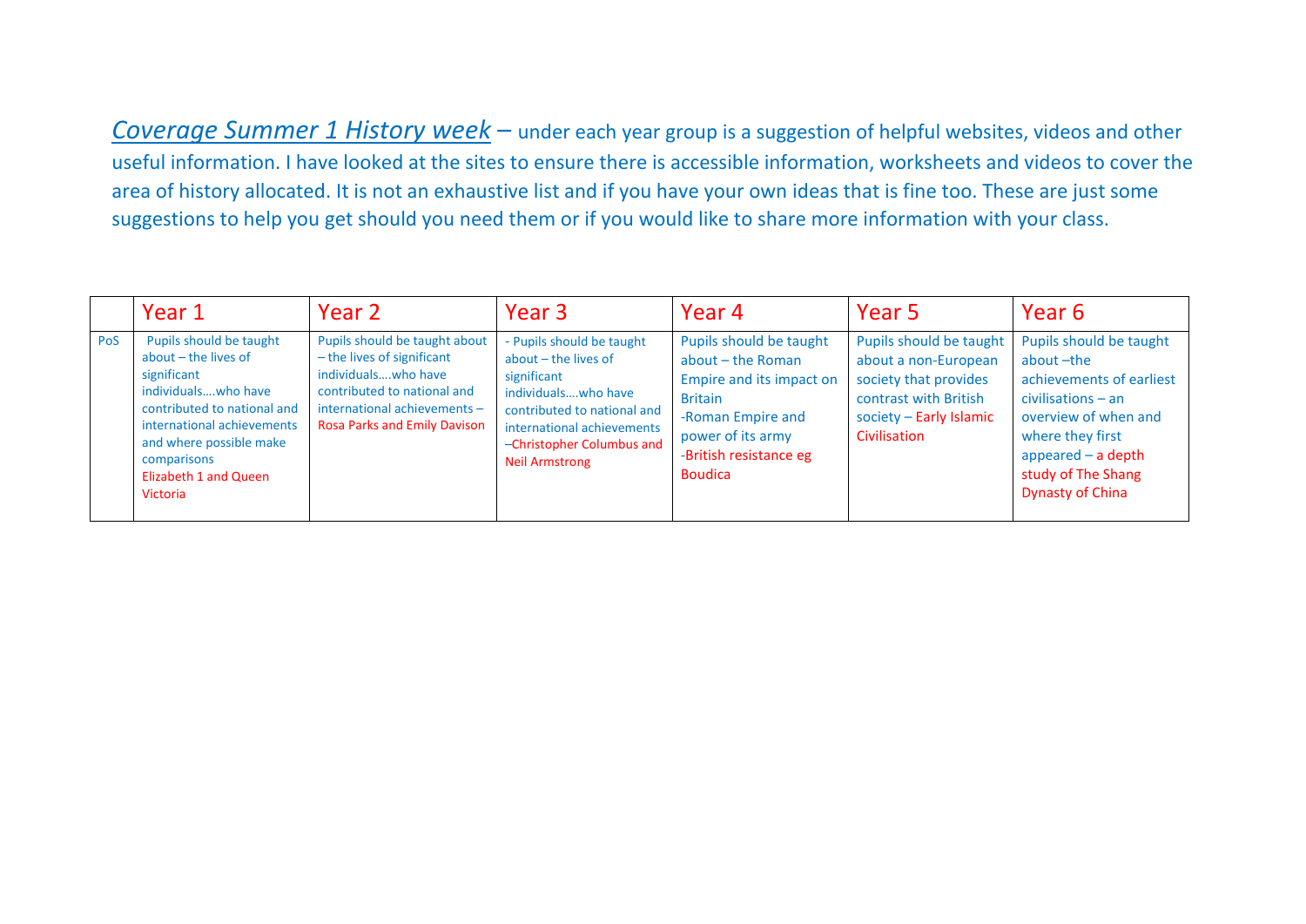*Coverage Summer 1 History week* – under each year group is a suggestion of helpful websites, videos and other useful information. I have looked at the sites to ensure there is accessible information, worksheets and videos to cover the area of history allocated. It is not an exhaustive list and if you have your own ideas that is fine too. These are just some suggestions to help you get should you need them or if you would like to share more information with your class.

| | Year 1 | Year 2 | Year 3 | Year 4 | Year 5 | Year 6 |
|---|---|---|---|---|---|---|
| PoS | Pupils should be taught about – the lives of significant individuals….who have contributed to national and international achievements and where possible make comparisons Elizabeth 1 and Queen Victoria | Pupils should be taught about – the lives of significant individuals….who have contributed to national and international achievements – Rosa Parks and Emily Davison | - Pupils should be taught about – the lives of significant individuals….who have contributed to national and international achievements –Christopher Columbus and Neil Armstrong | Pupils should be taught about – the Roman Empire and its impact on Britain<br>-Roman Empire and power of its army<br>-British resistance eg Boudica | Pupils should be taught about a non-European society that provides contrast with British society – Early Islamic Civilisation | Pupils should be taught about –the achievements of earliest civilisations – an overview of when and where they first appeared – a depth study of The Shang Dynasty of China |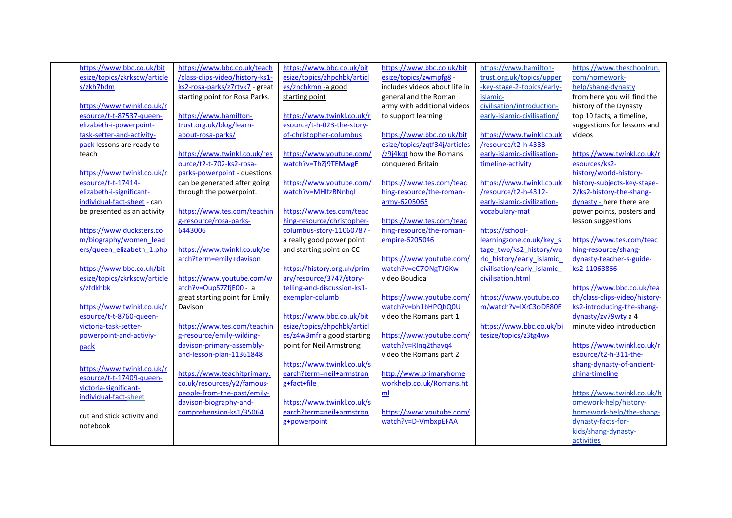| | | | | | | |
|---|---|---|---|---|---|---|
| | https://www.bbc.co.uk/bitesize/topics/zkrkscw/articles/zkh7bdm<br><br>https://www.twinkl.co.uk/resource/t-t-87537-queen-elizabeth-i-powerpoint-task-setter-and-activity-pack lessons are ready to teach<br><br>https://www.twinkl.co.uk/resource/t-t-17414-elizabeth-i-significant-individual-fact-sheet - can be presented as an activity<br><br>https://www.ducksters.com/biography/women_leaders/queen_elizabeth_1.php<br><br>https://www.bbc.co.uk/bitesize/topics/zkrkscw/articles/zfdkhbk<br><br>https://www.twinkl.co.uk/resource/t-t-8760-queen-victoria-task-setter-powerpoint-and-activiy-pack<br><br>https://www.twinkl.co.uk/resource/t-t-17409-queen-victoria-significant-individual-fact-sheet<br><br>cut and stick activity and notebook | https://www.bbc.co.uk/teach/class-clips-video/history-ks1-ks2-rosa-parks/z7rtvk7 - great starting point for Rosa Parks.<br><br>https://www.hamilton-trust.org.uk/blog/learn-about-rosa-parks/<br><br>https://www.twinkl.co.uk/resource/t2-t-702-ks2-rosa-parks-powerpoint - questions can be generated after going through the powerpoint.<br><br>https://www.tes.com/teaching-resource/rosa-parks-6443006<br><br>https://www.twinkl.co.uk/search?term=emily+davison<br><br>https://www.youtube.com/watch?v=OupS7ZfjE00 - a great starting point for Emily Davison<br><br>https://www.tes.com/teaching-resource/emily-wilding-davison-primary-assembly-and-lesson-plan-11361848<br><br>https://www.teachitprimary.co.uk/resources/y2/famous-people-from-the-past/emily-davison-biography-and-comprehension-ks1/35064 | https://www.bbc.co.uk/bitesize/topics/zhpchbk/articles/znchkmn -a good starting point<br><br>https://www.twinkl.co.uk/resource/t-h-023-the-story-of-christopher-columbus<br><br>https://www.youtube.com/watch?v=ThZj9TEMwgE<br><br>https://www.youtube.com/watch?v=MHlfzBNnhql<br><br>https://www.tes.com/teaching-resource/christopher-columbus-story-11060787 - a really good power point and starting point on CC<br><br>https://history.org.uk/primary/resource/3747/story-telling-and-discussion-ks1-exemplar-columb<br><br>https://www.bbc.co.uk/bitesize/topics/zhpchbk/articles/z4w3mfr a good starting point for Neil Armstrong<br><br>https://www.twinkl.co.uk/search?term=neil+armstrong+fact+file<br><br>https://www.twinkl.co.uk/search?term=neil+armstrong+powerpoint | https://www.bbc.co.uk/bitesize/topics/zwmpfg8 - includes videos about life in general and the Roman army with additional videos to support learning<br><br>https://www.bbc.co.uk/bitesize/topics/zqtf34j/articles/z9j4kqt how the Romans conquered Britain<br><br>https://www.tes.com/teaching-resource/the-roman-army-6205065<br><br>https://www.tes.com/teaching-resource/the-roman-empire-6205046<br><br>https://www.youtube.com/watch?v=eC7ONgTJGKw video Boudica<br><br>https://www.youtube.com/watch?v=bh1bHPQhQ0U video the Romans part 1<br><br>https://www.youtube.com/watch?v=RInq2thavq4 video the Romans part 2<br><br>http://www.primaryhomeworkhelp.co.uk/Romans.html<br><br>https://www.youtube.com/watch?v=D-VmbxpEFAA | https://www.hamilton-trust.org.uk/topics/upper-key-stage-2-topics/early-islamic-civilisation/introduction-early-islamic-civilisation/<br><br>https://www.twinkl.co.uk/resource/t2-h-4333-early-islamic-civilisation-timeline-activity<br><br>https://www.twinkl.co.uk/resource/t2-h-4312-early-islamic-civilization-vocabulary-mat<br><br>https://school-learningzone.co.uk/key_stage_two/ks2_history/world_history/early_islamic_civilisation/early_islamic_civilisation.html<br><br>https://www.youtube.com/watch?v=IXrC3oDB80E<br><br>https://www.bbc.co.uk/bitesize/topics/z3tg4wx | https://www.theschoolrun.com/homework-help/shang-dynasty from here you will find the history of the Dynasty top 10 facts, a timeline, suggestions for lessons and videos<br><br>https://www.twinkl.co.uk/resources/ks2-history/world-history-history-subjects-key-stage-2/ks2-history-the-shang-dynasty - here there are power points, posters and lesson suggestions<br><br>https://www.tes.com/teaching-resource/shang-dynasty-teacher-s-guide-ks2-11063866<br><br>https://www.bbc.co.uk/teach/class-clips-video/history-ks2-introducing-the-shang-dynasty/zv79wty a 4 minute video introduction<br><br>https://www.twinkl.co.uk/resource/t2-h-311-the-shang-dynasty-of-ancient-china-timeline<br><br>https://www.twinkl.co.uk/homework-help/history-homework-help/the-shang-dynasty-facts-for-kids/shang-dynasty-activities |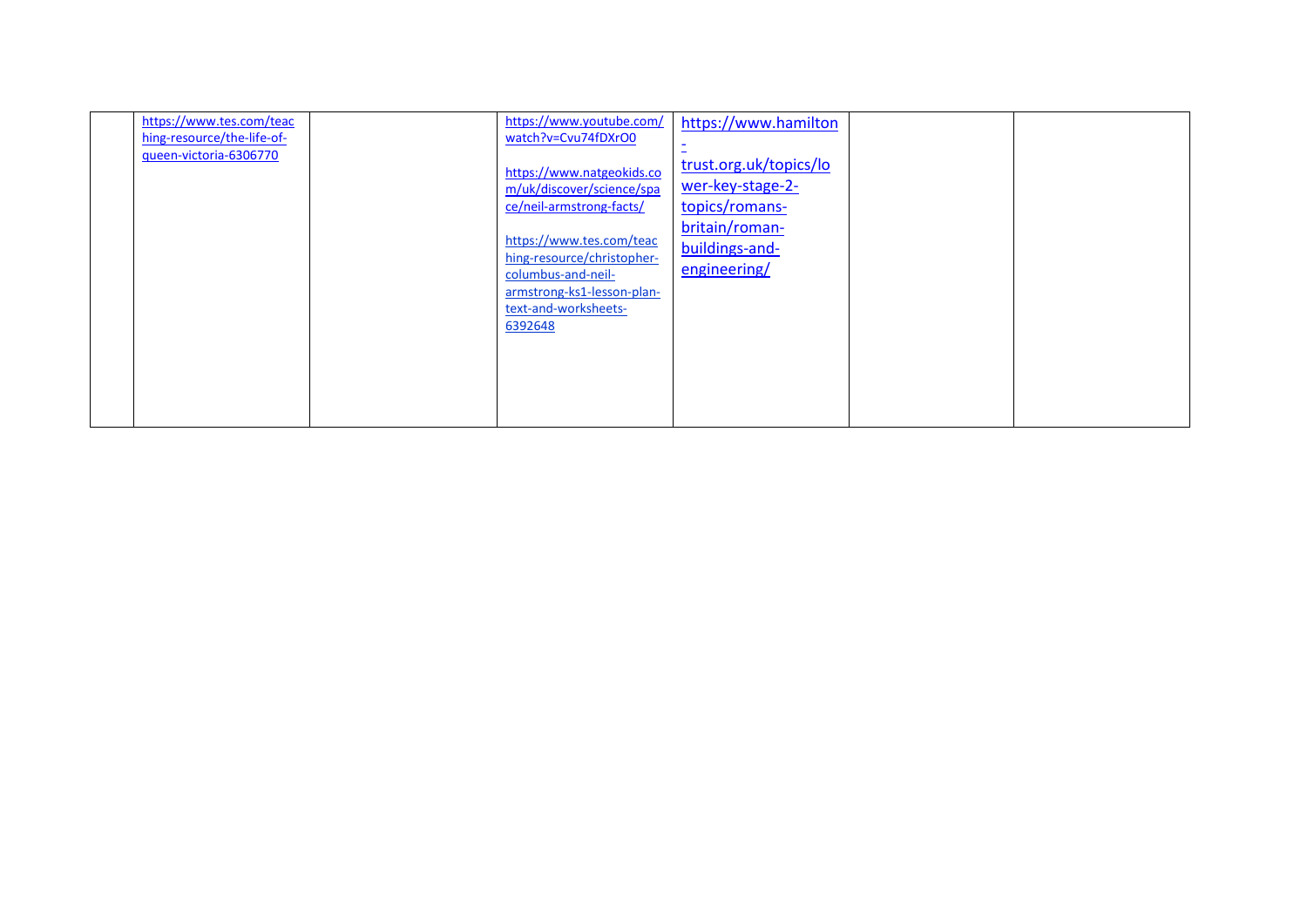| | | | | | | |
|---|---|---|---|---|---|---|
| | https://www.tes.com/teaching-resource/the-life-of-queen-victoria-6306770 | | https://www.youtube.com/watch?v=Cvu74fDXrO0<br><br>https://www.natgeokids.com/uk/discover/science/space/neil-armstrong-facts/<br><br>https://www.tes.com/teaching-resource/christopher-columbus-and-neil-armstrong-ks1-lesson-plan-text-and-worksheets-6392648 | https://www.hamilton-trust.org.uk/topics/lower-key-stage-2-topics/romans-britain/roman-buildings-and-engineering/ | | |